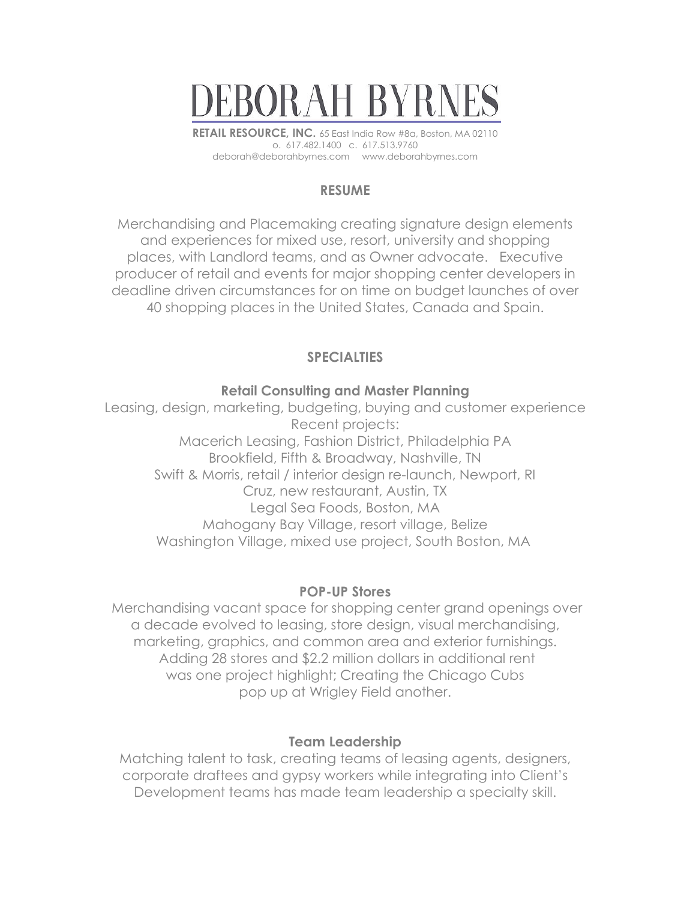# DEBORAH BYRNES

**RETAIL RESOURCE, INC.** 65 East India Row #8a, Boston, MA 02110
o. 617.482.1400 c. 617.513.9760
deborah@deborahbyrnes.com www.deborahbyrnes.com

## RESUME

Merchandising and Placemaking creating signature design elements and experiences for mixed use, resort, university and shopping places, with Landlord teams, and as Owner advocate. Executive producer of retail and events for major shopping center developers in deadline driven circumstances for on time on budget launches of over 40 shopping places in the United States, Canada and Spain.

## SPECIALTIES

### Retail Consulting and Master Planning

Leasing, design, marketing, budgeting, buying and customer experience
Recent projects:
Macerich Leasing, Fashion District, Philadelphia PA
Brookfield, Fifth & Broadway, Nashville, TN
Swift & Morris, retail / interior design re-launch, Newport, RI
Cruz, new restaurant, Austin, TX
Legal Sea Foods, Boston, MA
Mahogany Bay Village, resort village, Belize
Washington Village, mixed use project, South Boston, MA

### POP-UP Stores

Merchandising vacant space for shopping center grand openings over a decade evolved to leasing, store design, visual merchandising, marketing, graphics, and common area and exterior furnishings. Adding 28 stores and $2.2 million dollars in additional rent was one project highlight; Creating the Chicago Cubs pop up at Wrigley Field another.

### Team Leadership

Matching talent to task, creating teams of leasing agents, designers, corporate draftees and gypsy workers while integrating into Client's Development teams has made team leadership a specialty skill.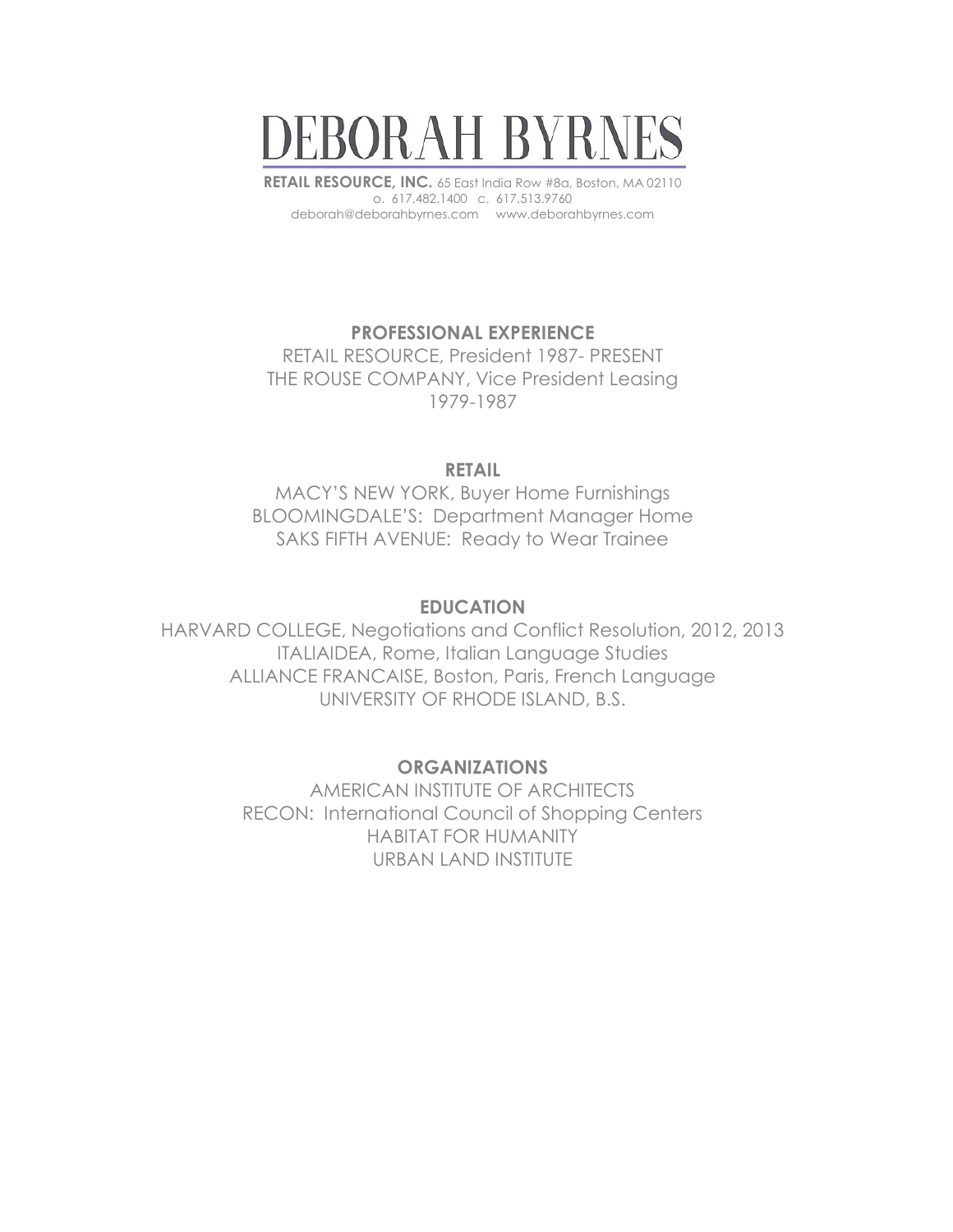# DEBORAH BYRNES

**RETAIL RESOURCE, INC.** 65 East India Row #8a, Boston, MA 02110
o. 617.482.1400 c. 617.513.9760
deborah@deborahbyrnes.com www.deborahbyrnes.com

## PROFESSIONAL EXPERIENCE

RETAIL RESOURCE, President 1987- PRESENT
THE ROUSE COMPANY, Vice President Leasing
1979-1987

## RETAIL

MACY'S NEW YORK, Buyer Home Furnishings
BLOOMINGDALE'S: Department Manager Home
SAKS FIFTH AVENUE: Ready to Wear Trainee

## EDUCATION

HARVARD COLLEGE, Negotiations and Conflict Resolution, 2012, 2013
ITALIAIDEA, Rome, Italian Language Studies
ALLIANCE FRANCAISE, Boston, Paris, French Language
UNIVERSITY OF RHODE ISLAND, B.S.

## ORGANIZATIONS

AMERICAN INSTITUTE OF ARCHITECTS
RECON: International Council of Shopping Centers
HABITAT FOR HUMANITY
URBAN LAND INSTITUTE